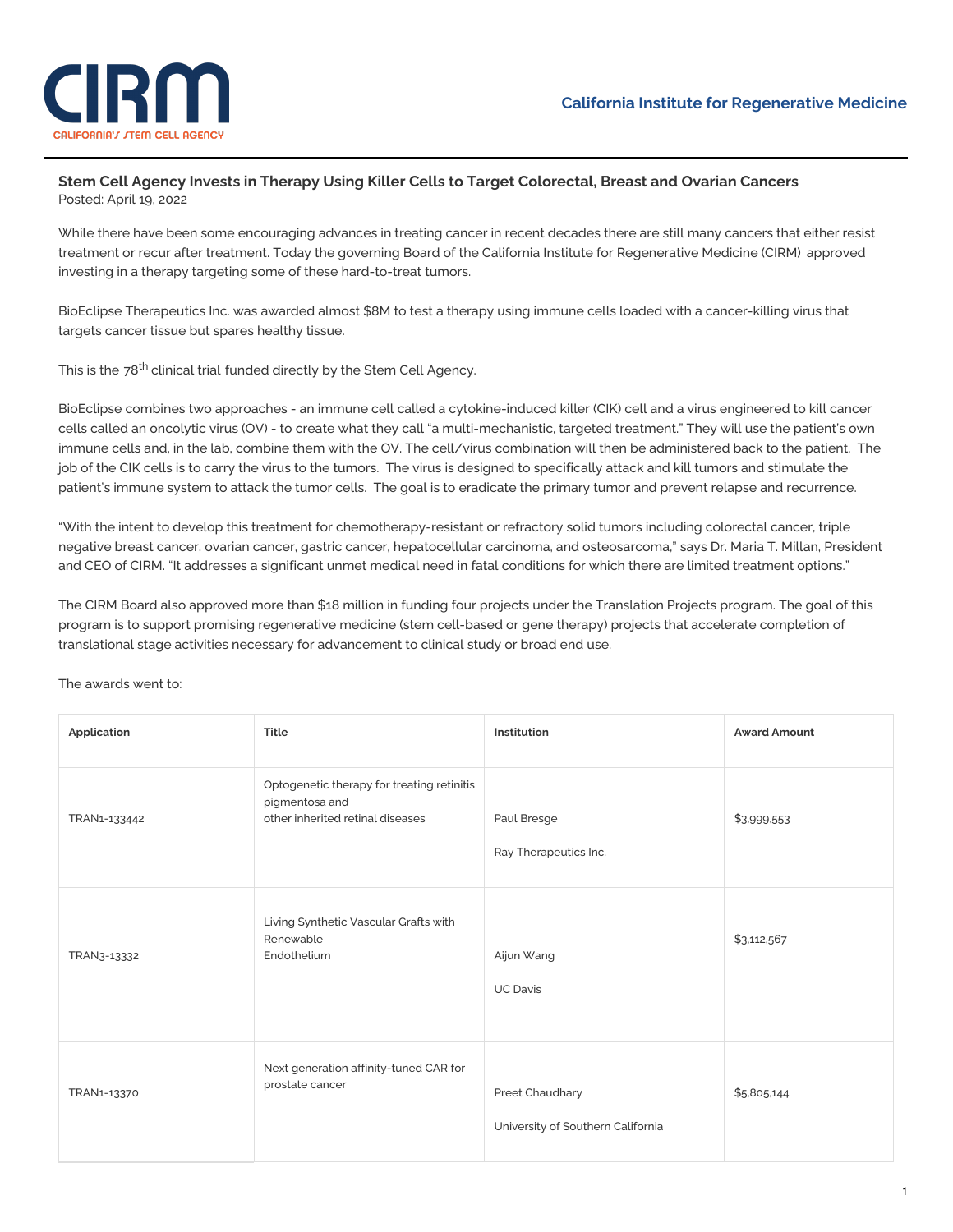CIRM
CALIFORNIA'S STEM CELL AGENCY

California Institute for Regenerative Medicine

## Stem Cell Agency Invests in Therapy Using Killer Cells to Target Colorectal, Breast and Ovarian Cancers

Posted: April 19, 2022

While there have been some encouraging advances in treating cancer in recent decades there are still many cancers that either resist treatment or recur after treatment. Today the governing Board of the California Institute for Regenerative Medicine (CIRM) approved investing in a therapy targeting some of these hard-to-treat tumors.

BioEclipse Therapeutics Inc. was awarded almost $8M to test a therapy using immune cells loaded with a cancer-killing virus that targets cancer tissue but spares healthy tissue.

This is the 78th clinical trial funded directly by the Stem Cell Agency.

BioEclipse combines two approaches - an immune cell called a cytokine-induced killer (CIK) cell and a virus engineered to kill cancer cells called an oncolytic virus (OV) - to create what they call "a multi-mechanistic, targeted treatment." They will use the patient's own immune cells and, in the lab, combine them with the OV. The cell/virus combination will then be administered back to the patient. The job of the CIK cells is to carry the virus to the tumors. The virus is designed to specifically attack and kill tumors and stimulate the patient's immune system to attack the tumor cells. The goal is to eradicate the primary tumor and prevent relapse and recurrence.

"With the intent to develop this treatment for chemotherapy-resistant or refractory solid tumors including colorectal cancer, triple negative breast cancer, ovarian cancer, gastric cancer, hepatocellular carcinoma, and osteosarcoma," says Dr. Maria T. Millan, President and CEO of CIRM. "It addresses a significant unmet medical need in fatal conditions for which there are limited treatment options."

The CIRM Board also approved more than $18 million in funding four projects under the Translation Projects program. The goal of this program is to support promising regenerative medicine (stem cell-based or gene therapy) projects that accelerate completion of translational stage activities necessary for advancement to clinical study or broad end use.

The awards went to:

| Application | Title | Institution | Award Amount |
|---|---|---|---|
| TRAN1-133442 | Optogenetic therapy for treating retinitis pigmentosa and other inherited retinal diseases | Paul Bresge<br>Ray Therapeutics Inc. | $3,999,553 |
| TRAN3-13332 | Living Synthetic Vascular Grafts with Renewable Endothelium | Aijun Wang<br>UC Davis | $3,112,567 |
| TRAN1-13370 | Next generation affinity-tuned CAR for prostate cancer | Preet Chaudhary<br>University of Southern California | $5,805,144 |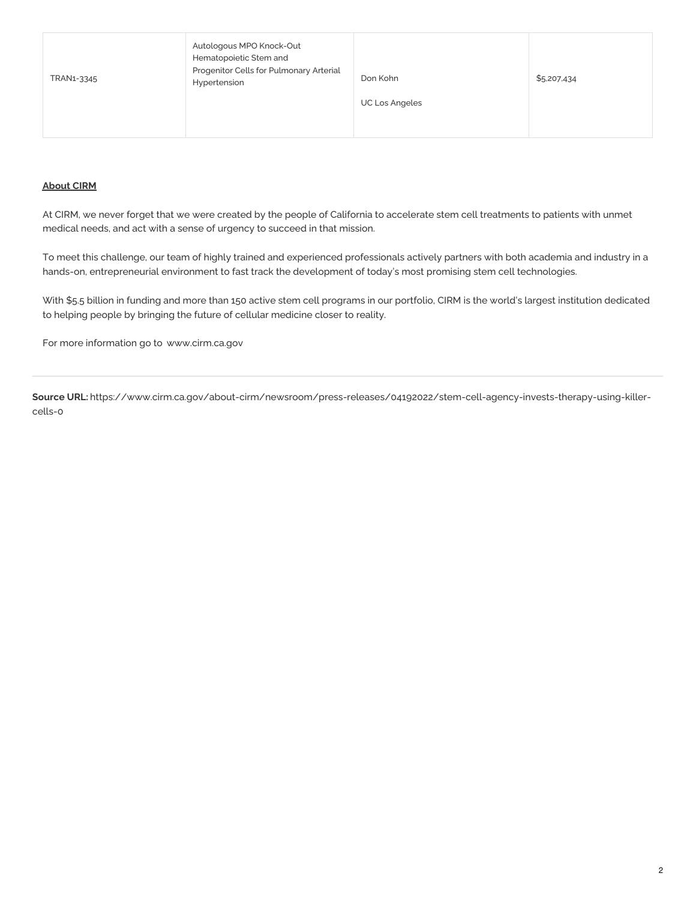| | | | |
|---|---|---|---|
| TRAN1-3345 | Autologous MPO Knock-Out Hematopoietic Stem and Progenitor Cells for Pulmonary Arterial Hypertension | Don Kohn<br><br>UC Los Angeles | $5,207,434 |

**About CIRM**

At CIRM, we never forget that we were created by the people of California to accelerate stem cell treatments to patients with unmet medical needs, and act with a sense of urgency to succeed in that mission.

To meet this challenge, our team of highly trained and experienced professionals actively partners with both academia and industry in a hands-on, entrepreneurial environment to fast track the development of today's most promising stem cell technologies.

With $5.5 billion in funding and more than 150 active stem cell programs in our portfolio, CIRM is the world's largest institution dedicated to helping people by bringing the future of cellular medicine closer to reality.

For more information go to www.cirm.ca.gov

---

**Source URL:** https://www.cirm.ca.gov/about-cirm/newsroom/press-releases/04192022/stem-cell-agency-invests-therapy-using-killer-cells-0